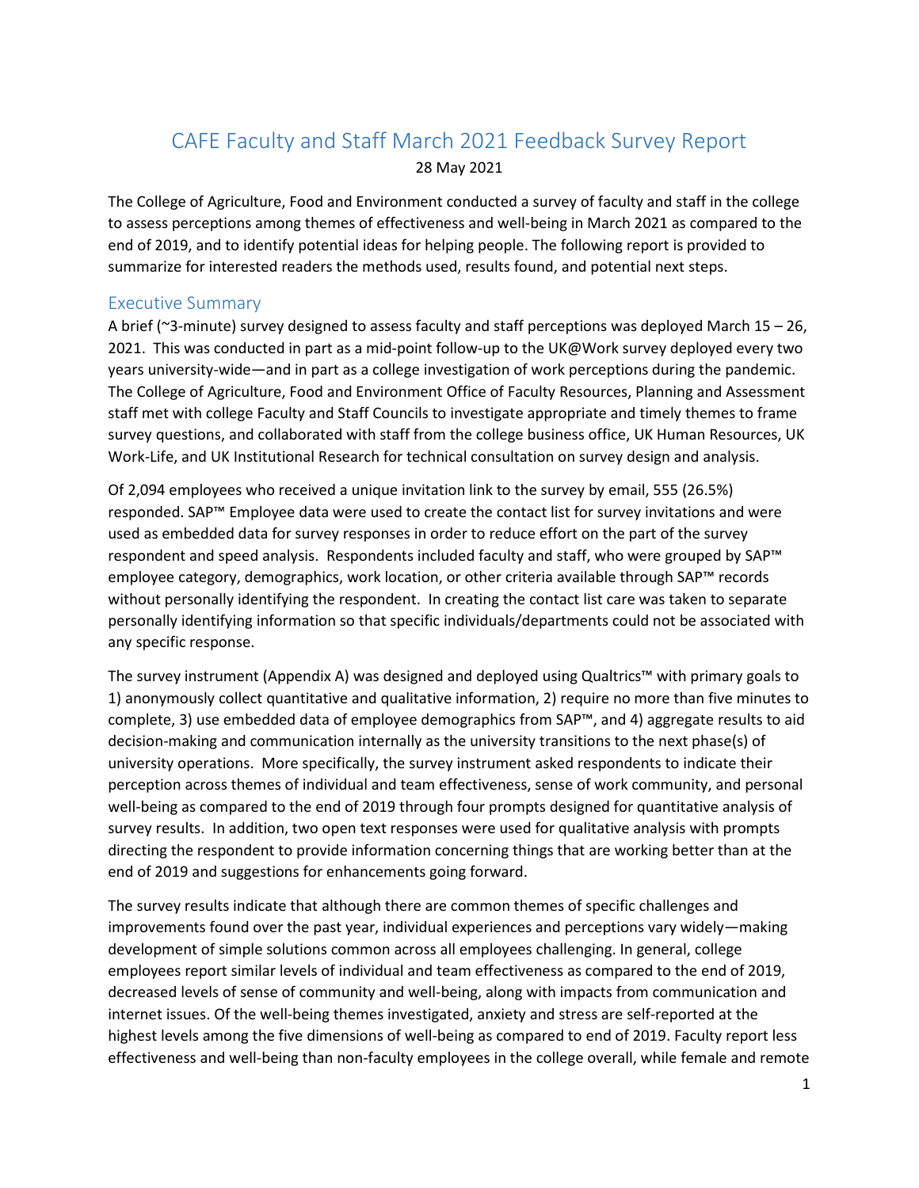# CAFE Faculty and Staff March 2021 Feedback Survey Report

28 May 2021

The College of Agriculture, Food and Environment conducted a survey of faculty and staff in the college to assess perceptions among themes of effectiveness and well-being in March 2021 as compared to the end of 2019, and to identify potential ideas for helping people. The following report is provided to summarize for interested readers the methods used, results found, and potential next steps.

## Executive Summary

A brief (~3-minute) survey designed to assess faculty and staff perceptions was deployed March 15 – 26, 2021. This was conducted in part as a mid-point follow-up to the UK@Work survey deployed every two years university-wide—and in part as a college investigation of work perceptions during the pandemic. The College of Agriculture, Food and Environment Office of Faculty Resources, Planning and Assessment staff met with college Faculty and Staff Councils to investigate appropriate and timely themes to frame survey questions, and collaborated with staff from the college business office, UK Human Resources, UK Work-Life, and UK Institutional Research for technical consultation on survey design and analysis.

Of 2,094 employees who received a unique invitation link to the survey by email, 555 (26.5%) responded. SAP™ Employee data were used to create the contact list for survey invitations and were used as embedded data for survey responses in order to reduce effort on the part of the survey respondent and speed analysis. Respondents included faculty and staff, who were grouped by SAP™ employee category, demographics, work location, or other criteria available through SAP™ records without personally identifying the respondent. In creating the contact list care was taken to separate personally identifying information so that specific individuals/departments could not be associated with any specific response.

The survey instrument (Appendix A) was designed and deployed using Qualtrics™ with primary goals to 1) anonymously collect quantitative and qualitative information, 2) require no more than five minutes to complete, 3) use embedded data of employee demographics from SAP™, and 4) aggregate results to aid decision-making and communication internally as the university transitions to the next phase(s) of university operations. More specifically, the survey instrument asked respondents to indicate their perception across themes of individual and team effectiveness, sense of work community, and personal well-being as compared to the end of 2019 through four prompts designed for quantitative analysis of survey results. In addition, two open text responses were used for qualitative analysis with prompts directing the respondent to provide information concerning things that are working better than at the end of 2019 and suggestions for enhancements going forward.

The survey results indicate that although there are common themes of specific challenges and improvements found over the past year, individual experiences and perceptions vary widely—making development of simple solutions common across all employees challenging. In general, college employees report similar levels of individual and team effectiveness as compared to the end of 2019, decreased levels of sense of community and well-being, along with impacts from communication and internet issues. Of the well-being themes investigated, anxiety and stress are self-reported at the highest levels among the five dimensions of well-being as compared to end of 2019. Faculty report less effectiveness and well-being than non-faculty employees in the college overall, while female and remote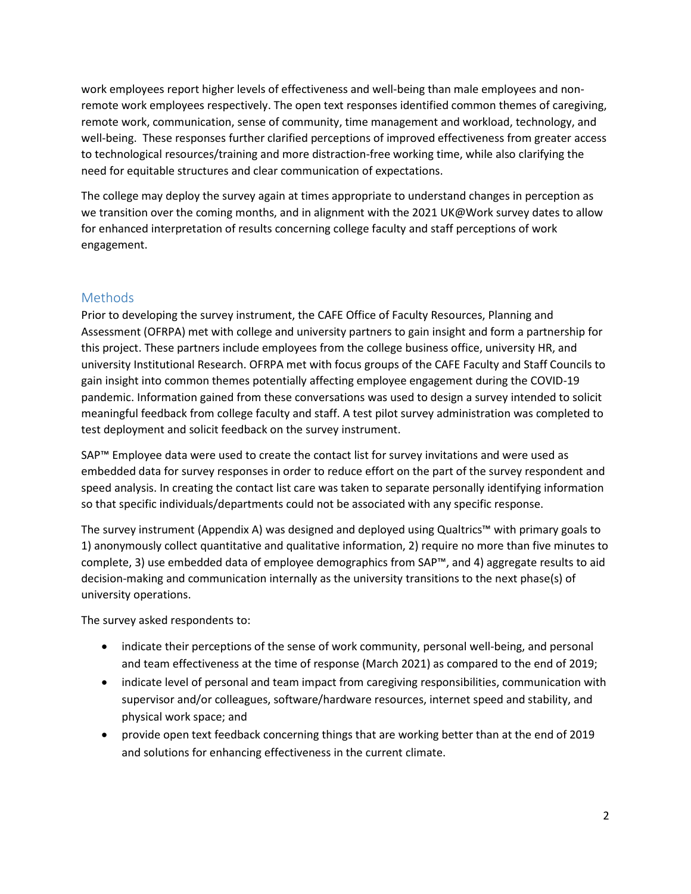work employees report higher levels of effectiveness and well-being than male employees and non-remote work employees respectively. The open text responses identified common themes of caregiving, remote work, communication, sense of community, time management and workload, technology, and well-being.  These responses further clarified perceptions of improved effectiveness from greater access to technological resources/training and more distraction-free working time, while also clarifying the need for equitable structures and clear communication of expectations.

The college may deploy the survey again at times appropriate to understand changes in perception as we transition over the coming months, and in alignment with the 2021 UK@Work survey dates to allow for enhanced interpretation of results concerning college faculty and staff perceptions of work engagement.

## Methods

Prior to developing the survey instrument, the CAFE Office of Faculty Resources, Planning and Assessment (OFRPA) met with college and university partners to gain insight and form a partnership for this project. These partners include employees from the college business office, university HR, and university Institutional Research. OFRPA met with focus groups of the CAFE Faculty and Staff Councils to gain insight into common themes potentially affecting employee engagement during the COVID-19 pandemic. Information gained from these conversations was used to design a survey intended to solicit meaningful feedback from college faculty and staff. A test pilot survey administration was completed to test deployment and solicit feedback on the survey instrument.

SAP™ Employee data were used to create the contact list for survey invitations and were used as embedded data for survey responses in order to reduce effort on the part of the survey respondent and speed analysis. In creating the contact list care was taken to separate personally identifying information so that specific individuals/departments could not be associated with any specific response.

The survey instrument (Appendix A) was designed and deployed using Qualtrics™ with primary goals to 1) anonymously collect quantitative and qualitative information, 2) require no more than five minutes to complete, 3) use embedded data of employee demographics from SAP™, and 4) aggregate results to aid decision-making and communication internally as the university transitions to the next phase(s) of university operations.

The survey asked respondents to:

- indicate their perceptions of the sense of work community, personal well-being, and personal and team effectiveness at the time of response (March 2021) as compared to the end of 2019;
- indicate level of personal and team impact from caregiving responsibilities, communication with supervisor and/or colleagues, software/hardware resources, internet speed and stability, and physical work space; and
- provide open text feedback concerning things that are working better than at the end of 2019 and solutions for enhancing effectiveness in the current climate.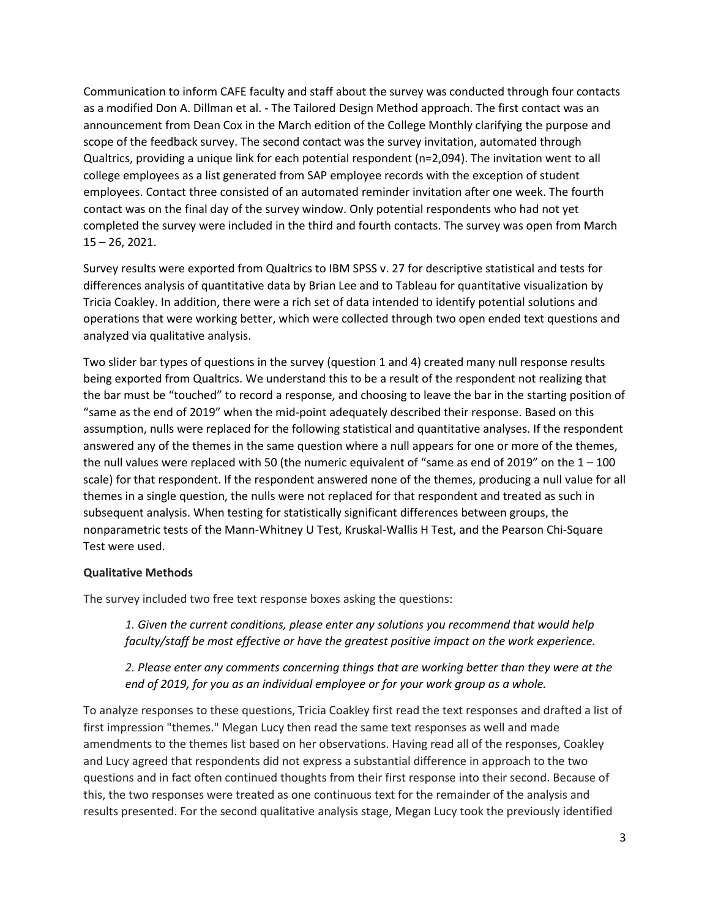Communication to inform CAFE faculty and staff about the survey was conducted through four contacts as a modified Don A. Dillman et al. - The Tailored Design Method approach. The first contact was an announcement from Dean Cox in the March edition of the College Monthly clarifying the purpose and scope of the feedback survey. The second contact was the survey invitation, automated through Qualtrics, providing a unique link for each potential respondent (n=2,094). The invitation went to all college employees as a list generated from SAP employee records with the exception of student employees. Contact three consisted of an automated reminder invitation after one week. The fourth contact was on the final day of the survey window. Only potential respondents who had not yet completed the survey were included in the third and fourth contacts. The survey was open from March 15 – 26, 2021.

Survey results were exported from Qualtrics to IBM SPSS v. 27 for descriptive statistical and tests for differences analysis of quantitative data by Brian Lee and to Tableau for quantitative visualization by Tricia Coakley. In addition, there were a rich set of data intended to identify potential solutions and operations that were working better, which were collected through two open ended text questions and analyzed via qualitative analysis.

Two slider bar types of questions in the survey (question 1 and 4) created many null response results being exported from Qualtrics. We understand this to be a result of the respondent not realizing that the bar must be "touched" to record a response, and choosing to leave the bar in the starting position of "same as the end of 2019" when the mid-point adequately described their response. Based on this assumption, nulls were replaced for the following statistical and quantitative analyses. If the respondent answered any of the themes in the same question where a null appears for one or more of the themes, the null values were replaced with 50 (the numeric equivalent of "same as end of 2019" on the 1 – 100 scale) for that respondent. If the respondent answered none of the themes, producing a null value for all themes in a single question, the nulls were not replaced for that respondent and treated as such in subsequent analysis. When testing for statistically significant differences between groups, the nonparametric tests of the Mann-Whitney U Test, Kruskal-Wallis H Test, and the Pearson Chi-Square Test were used.

**Qualitative Methods**

The survey included two free text response boxes asking the questions:

> *1. Given the current conditions, please enter any solutions you recommend that would help faculty/staff be most effective or have the greatest positive impact on the work experience.*
>
> *2. Please enter any comments concerning things that are working better than they were at the end of 2019, for you as an individual employee or for your work group as a whole.*

To analyze responses to these questions, Tricia Coakley first read the text responses and drafted a list of first impression "themes." Megan Lucy then read the same text responses as well and made amendments to the themes list based on her observations. Having read all of the responses, Coakley and Lucy agreed that respondents did not express a substantial difference in approach to the two questions and in fact often continued thoughts from their first response into their second. Because of this, the two responses were treated as one continuous text for the remainder of the analysis and results presented. For the second qualitative analysis stage, Megan Lucy took the previously identified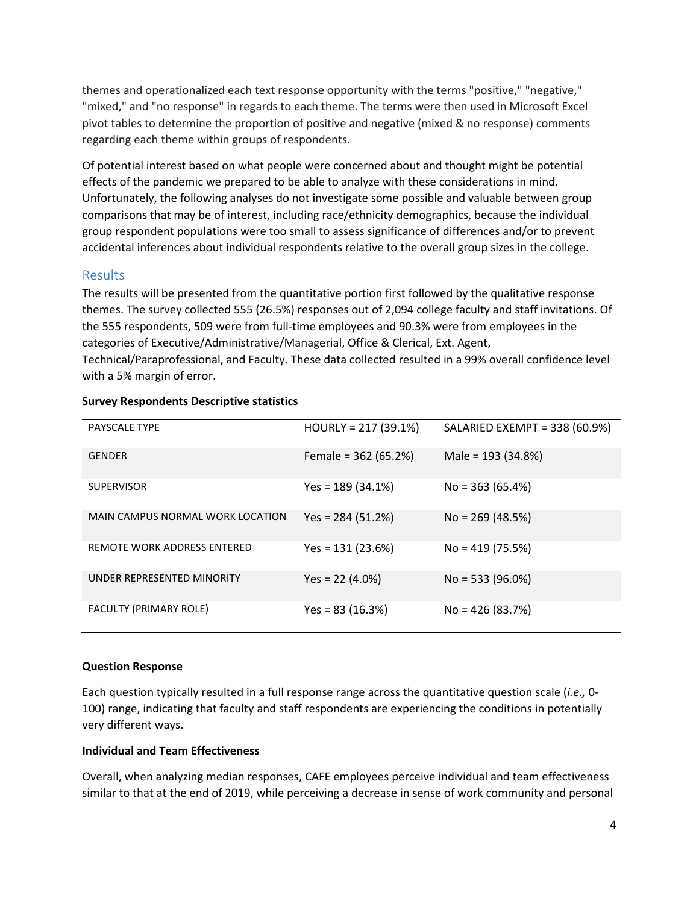themes and operationalized each text response opportunity with the terms "positive," "negative," "mixed," and "no response" in regards to each theme. The terms were then used in Microsoft Excel pivot tables to determine the proportion of positive and negative (mixed & no response) comments regarding each theme within groups of respondents.

Of potential interest based on what people were concerned about and thought might be potential effects of the pandemic we prepared to be able to analyze with these considerations in mind. Unfortunately, the following analyses do not investigate some possible and valuable between group comparisons that may be of interest, including race/ethnicity demographics, because the individual group respondent populations were too small to assess significance of differences and/or to prevent accidental inferences about individual respondents relative to the overall group sizes in the college.

## Results

The results will be presented from the quantitative portion first followed by the qualitative response themes. The survey collected 555 (26.5%) responses out of 2,094 college faculty and staff invitations. Of the 555 respondents, 509 were from full-time employees and 90.3% were from employees in the categories of Executive/Administrative/Managerial, Office & Clerical, Ext. Agent, Technical/Paraprofessional, and Faculty. These data collected resulted in a 99% overall confidence level with a 5% margin of error.

**Survey Respondents Descriptive statistics**

| | | |
|---|---|---|
| PAYSCALE TYPE | HOURLY = 217 (39.1%) | SALARIED EXEMPT = 338 (60.9%) |
| GENDER | Female = 362 (65.2%) | Male = 193 (34.8%) |
| SUPERVISOR | Yes = 189 (34.1%) | No = 363 (65.4%) |
| MAIN CAMPUS NORMAL WORK LOCATION | Yes = 284 (51.2%) | No = 269 (48.5%) |
| REMOTE WORK ADDRESS ENTERED | Yes = 131 (23.6%) | No = 419 (75.5%) |
| UNDER REPRESENTED MINORITY | Yes = 22 (4.0%) | No = 533 (96.0%) |
| FACULTY (PRIMARY ROLE) | Yes = 83 (16.3%) | No = 426 (83.7%) |

**Question Response**

Each question typically resulted in a full response range across the quantitative question scale (*i.e.,* 0-100) range, indicating that faculty and staff respondents are experiencing the conditions in potentially very different ways.

**Individual and Team Effectiveness**

Overall, when analyzing median responses, CAFE employees perceive individual and team effectiveness similar to that at the end of 2019, while perceiving a decrease in sense of work community and personal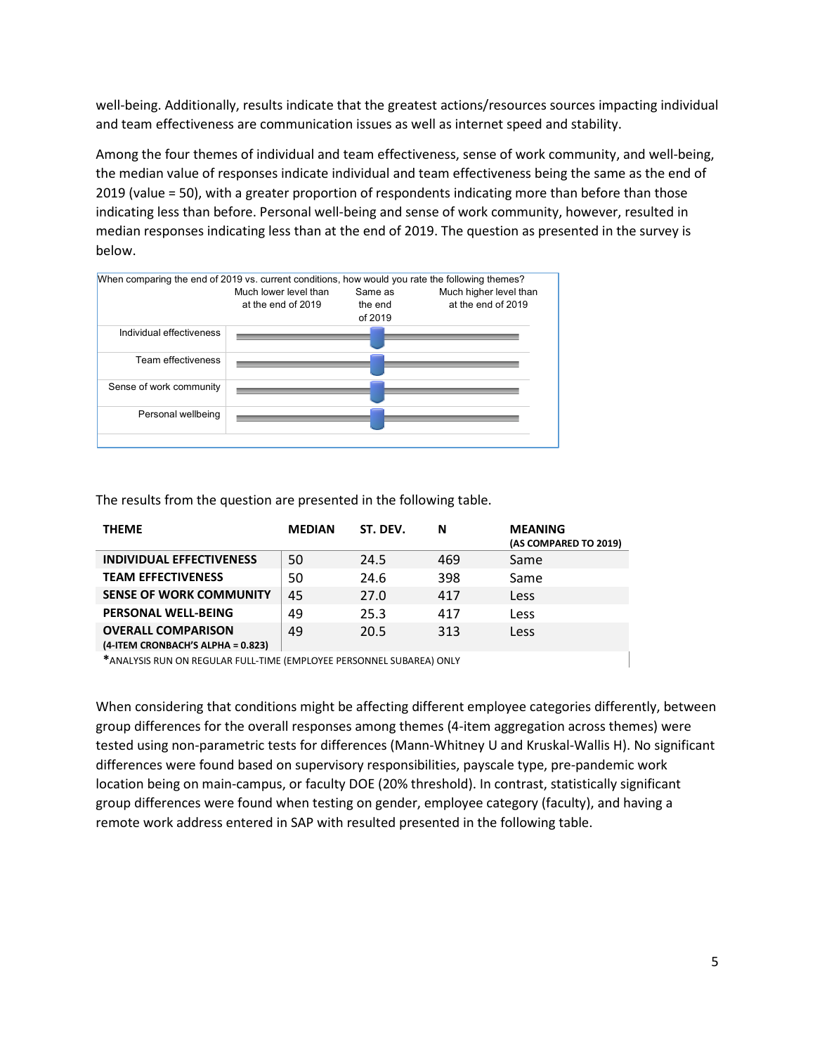well-being. Additionally, results indicate that the greatest actions/resources sources impacting individual and team effectiveness are communication issues as well as internet speed and stability.

Among the four themes of individual and team effectiveness, sense of work community, and well-being, the median value of responses indicate individual and team effectiveness being the same as the end of 2019 (value = 50), with a greater proportion of respondents indicating more than before than those indicating less than before. Personal well-being and sense of work community, however, resulted in median responses indicating less than at the end of 2019. The question as presented in the survey is below.

When comparing the end of 2019 vs. current conditions, how would you rate the following themes?

| | Much lower level than at the end of 2019 | Same as the end of 2019 | Much higher level than at the end of 2019 |
|---|---|---|---|
| Individual effectiveness | | | |
| Team effectiveness | | | |
| Sense of work community | | | |
| Personal wellbeing | | | |

The results from the question are presented in the following table.

| THEME | MEDIAN | ST. DEV. | N | MEANING (AS COMPARED TO 2019) |
|---|---|---|---|---|
| **INDIVIDUAL EFFECTIVENESS** | 50 | 24.5 | 469 | Same |
| **TEAM EFFECTIVENESS** | 50 | 24.6 | 398 | Same |
| **SENSE OF WORK COMMUNITY** | 45 | 27.0 | 417 | Less |
| **PERSONAL WELL-BEING** | 49 | 25.3 | 417 | Less |
| **OVERALL COMPARISON (4-ITEM CRONBACH'S ALPHA = 0.823)** | 49 | 20.5 | 313 | Less |

*ANALYSIS RUN ON REGULAR FULL-TIME (EMPLOYEE PERSONNEL SUBAREA) ONLY

When considering that conditions might be affecting different employee categories differently, between group differences for the overall responses among themes (4-item aggregation across themes) were tested using non-parametric tests for differences (Mann-Whitney U and Kruskal-Wallis H). No significant differences were found based on supervisory responsibilities, payscale type, pre-pandemic work location being on main-campus, or faculty DOE (20% threshold). In contrast, statistically significant group differences were found when testing on gender, employee category (faculty), and having a remote work address entered in SAP with resulted presented in the following table.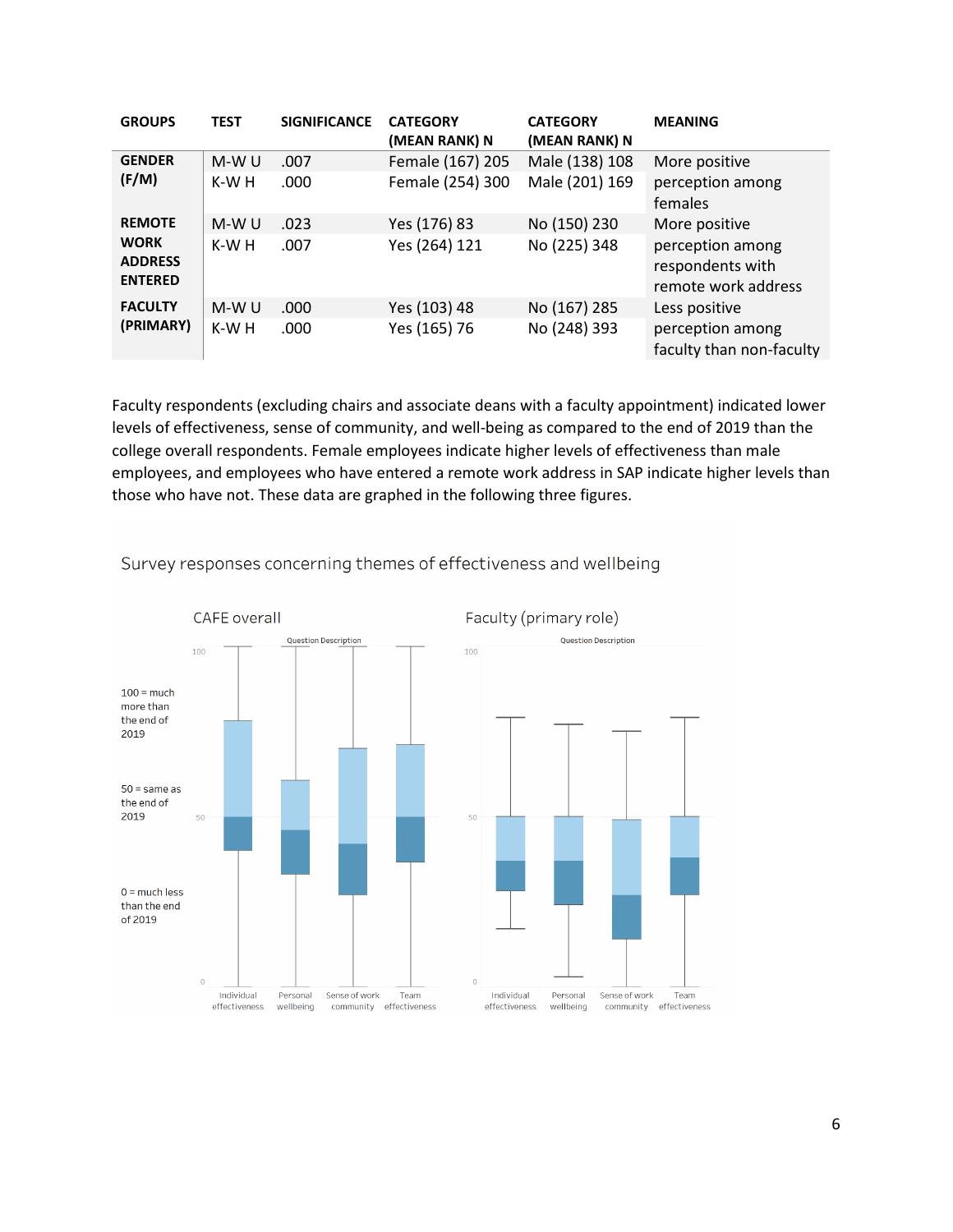| GROUPS | TEST | SIGNIFICANCE | CATEGORY (MEAN RANK) N | CATEGORY (MEAN RANK) N | MEANING |
|---|---|---|---|---|---|
| GENDER (F/M) | M-W U | .007 | Female (167) 205 | Male (138) 108 | More positive perception among females |
| | K-W H | .000 | Female (254) 300 | Male (201) 169 | |
| REMOTE WORK ADDRESS ENTERED | M-W U | .023 | Yes (176) 83 | No (150) 230 | More positive perception among respondents with remote work address |
| | K-W H | .007 | Yes (264) 121 | No (225) 348 | |
| FACULTY (PRIMARY) | M-W U | .000 | Yes (103) 48 | No (167) 285 | Less positive perception among faculty than non-faculty |
| | K-W H | .000 | Yes (165) 76 | No (248) 393 | |

Faculty respondents (excluding chairs and associate deans with a faculty appointment) indicated lower levels of effectiveness, sense of community, and well-being as compared to the end of 2019 than the college overall respondents. Female employees indicate higher levels of effectiveness than male employees, and employees who have entered a remote work address in SAP indicate higher levels than those who have not. These data are graphed in the following three figures.

Survey responses concerning themes of effectiveness and wellbeing

CAFE overall — Faculty (primary role)

Question Description

100 = much more than the end of 2019

50 = same as the end of 2019

0 = much less than the end of 2019

Individual effectiveness | Personal wellbeing | Sense of work community | Team effectiveness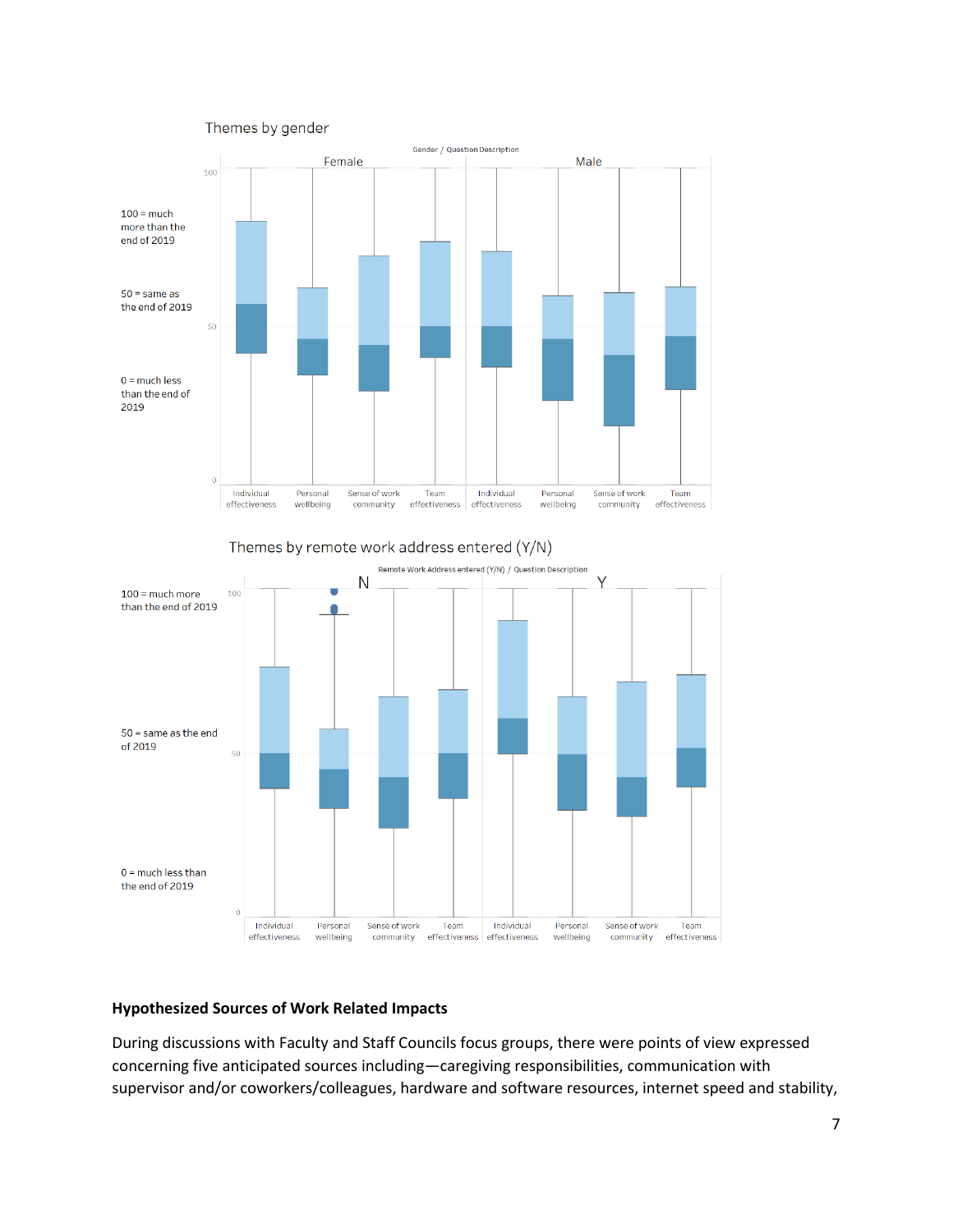Themes by gender

100 = much more than the end of 2019

50 = same as the end of 2019

0 = much less than the end of 2019

Themes by remote work address entered (Y/N)

100 = much more than the end of 2019

50 = same as the end of 2019

0 = much less than the end of 2019

### Hypothesized Sources of Work Related Impacts

During discussions with Faculty and Staff Councils focus groups, there were points of view expressed concerning five anticipated sources including—caregiving responsibilities, communication with supervisor and/or coworkers/colleagues, hardware and software resources, internet speed and stability,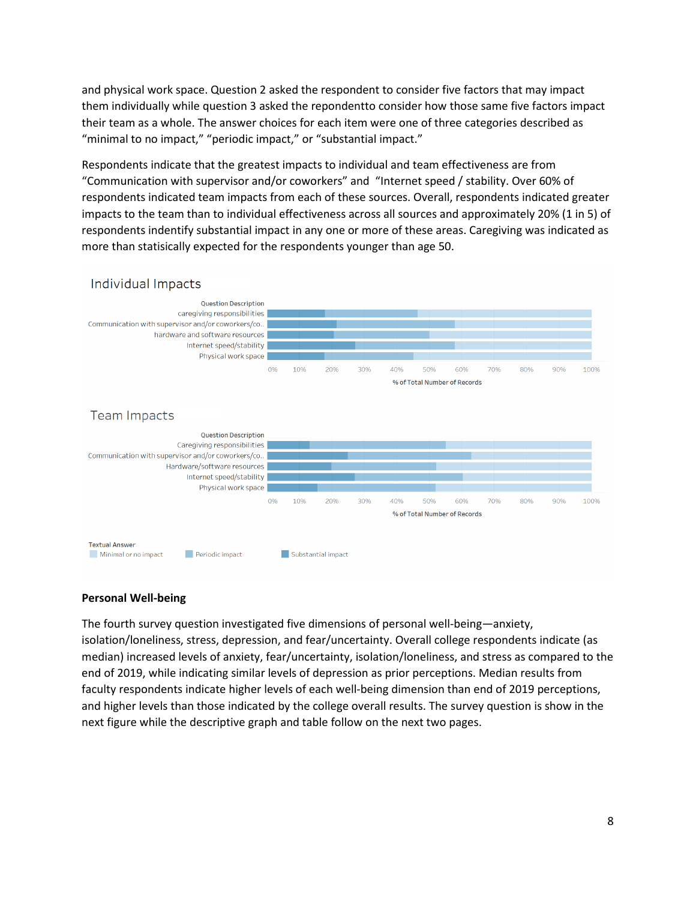and physical work space. Question 2 asked the respondent to consider five factors that may impact them individually while question 3 asked the repondentto consider how those same five factors impact their team as a whole. The answer choices for each item were one of three categories described as "minimal to no impact," "periodic impact," or "substantial impact."

Respondents indicate that the greatest impacts to individual and team effectiveness are from "Communication with supervisor and/or coworkers" and "Internet speed / stability. Over 60% of respondents indicated team impacts from each of these sources. Overall, respondents indicated greater impacts to the team than to individual effectiveness across all sources and approximately 20% (1 in 5) of respondents indentify substantial impact in any one or more of these areas. Caregiving was indicated as more than statisically expected for the respondents younger than age 50.

Individual Impacts

| Question Description |
|---|
| caregiving responsibilities |
| Communication with supervisor and/or coworkers/co.. |
| hardware and software resources |
| Internet speed/stability |
| Physical work space |

0% 10% 20% 30% 40% 50% 60% 70% 80% 90% 100%

% of Total Number of Records

Team Impacts

| Question Description |
|---|
| Caregiving responsibilities |
| Communication with supervisor and/or coworkers/co.. |
| Hardware/software resources |
| Internet speed/stability |
| Physical work space |

0% 10% 20% 30% 40% 50% 60% 70% 80% 90% 100%

% of Total Number of Records

Textual Answer: Minimal or no impact, Periodic impact, Substantial impact

**Personal Well-being**

The fourth survey question investigated five dimensions of personal well-being—anxiety, isolation/loneliness, stress, depression, and fear/uncertainty. Overall college respondents indicate (as median) increased levels of anxiety, fear/uncertainty, isolation/loneliness, and stress as compared to the end of 2019, while indicating similar levels of depression as prior perceptions. Median results from faculty respondents indicate higher levels of each well-being dimension than end of 2019 perceptions, and higher levels than those indicated by the college overall results. The survey question is show in the next figure while the descriptive graph and table follow on the next two pages.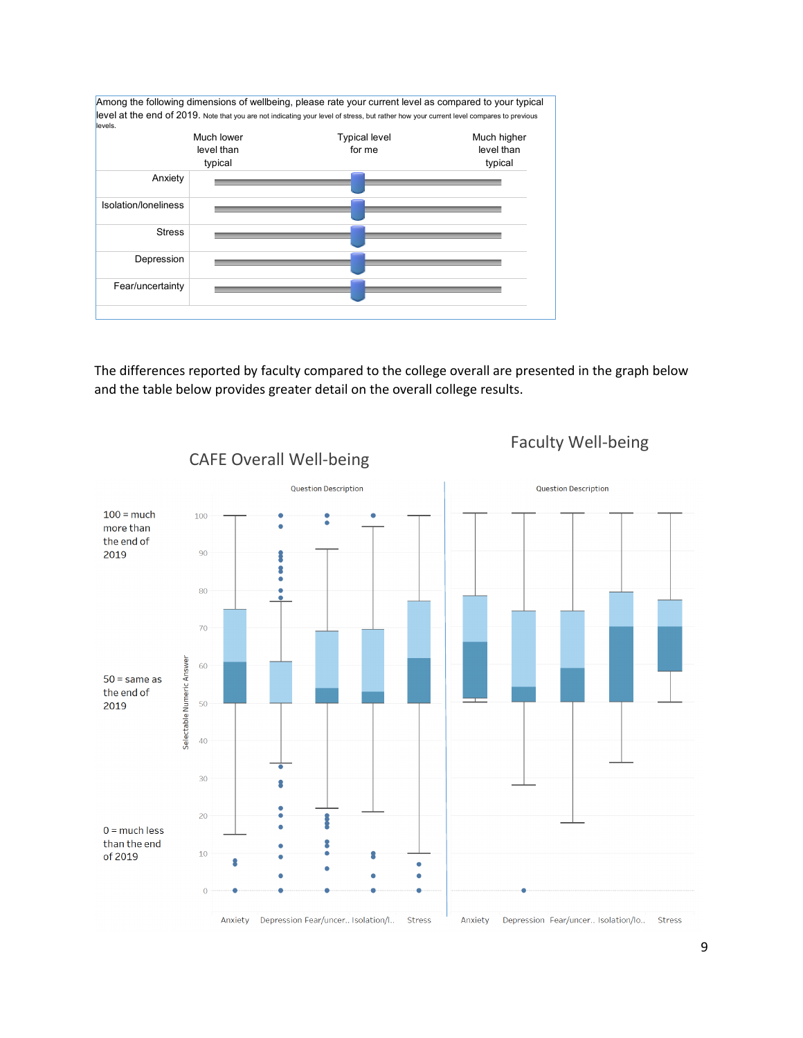Among the following dimensions of wellbeing, please rate your current level as compared to your typical level at the end of 2019. Note that you are not indicating your level of stress, but rather how your current level compares to previous levels.

| | Much lower level than typical | Typical level for me | Much higher level than typical |
|---|---|---|---|
| Anxiety | | | |
| Isolation/loneliness | | | |
| Stress | | | |
| Depression | | | |
| Fear/uncertainty | | | |

The differences reported by faculty compared to the college overall are presented in the graph below and the table below provides greater detail on the overall college results.

CAFE Overall Well-being

Faculty Well-being

100 = much more than the end of 2019

50 = same as the end of 2019

0 = much less than the end of 2019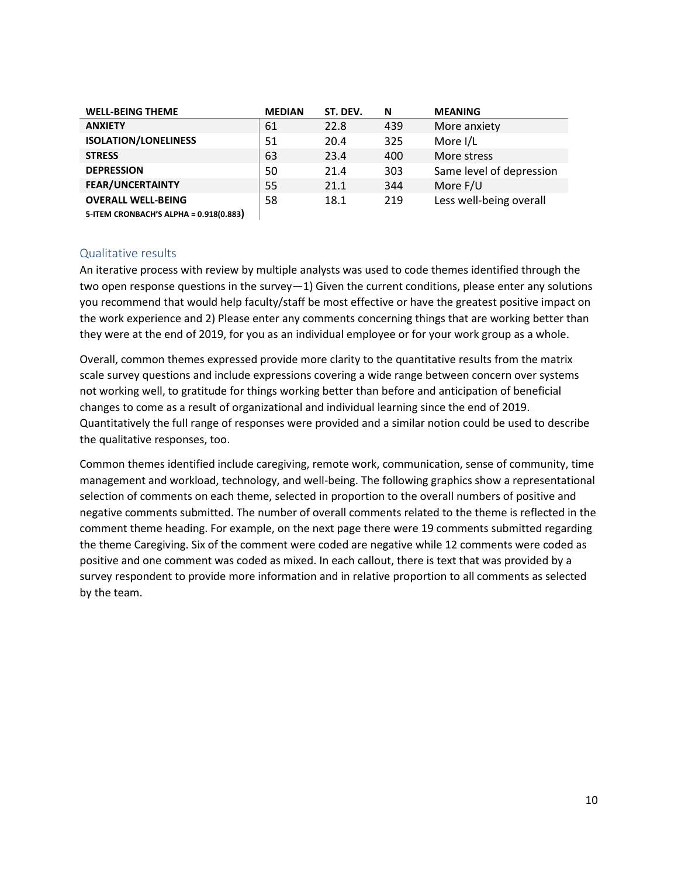| WELL-BEING THEME | MEDIAN | ST. DEV. | N | MEANING |
|---|---|---|---|---|
| **ANXIETY** | 61 | 22.8 | 439 | More anxiety |
| **ISOLATION/LONELINESS** | 51 | 20.4 | 325 | More I/L |
| **STRESS** | 63 | 23.4 | 400 | More stress |
| **DEPRESSION** | 50 | 21.4 | 303 | Same level of depression |
| **FEAR/UNCERTAINTY** | 55 | 21.1 | 344 | More F/U |
| **OVERALL WELL-BEING** | 58 | 18.1 | 219 | Less well-being overall |
| **5-ITEM CRONBACH'S ALPHA = 0.918(0.883)** | | | | |

## Qualitative results

An iterative process with review by multiple analysts was used to code themes identified through the two open response questions in the survey—1) Given the current conditions, please enter any solutions you recommend that would help faculty/staff be most effective or have the greatest positive impact on the work experience and 2) Please enter any comments concerning things that are working better than they were at the end of 2019, for you as an individual employee or for your work group as a whole.

Overall, common themes expressed provide more clarity to the quantitative results from the matrix scale survey questions and include expressions covering a wide range between concern over systems not working well, to gratitude for things working better than before and anticipation of beneficial changes to come as a result of organizational and individual learning since the end of 2019. Quantitatively the full range of responses were provided and a similar notion could be used to describe the qualitative responses, too.

Common themes identified include caregiving, remote work, communication, sense of community, time management and workload, technology, and well-being. The following graphics show a representational selection of comments on each theme, selected in proportion to the overall numbers of positive and negative comments submitted. The number of overall comments related to the theme is reflected in the comment theme heading. For example, on the next page there were 19 comments submitted regarding the theme Caregiving. Six of the comment were coded are negative while 12 comments were coded as positive and one comment was coded as mixed. In each callout, there is text that was provided by a survey respondent to provide more information and in relative proportion to all comments as selected by the team.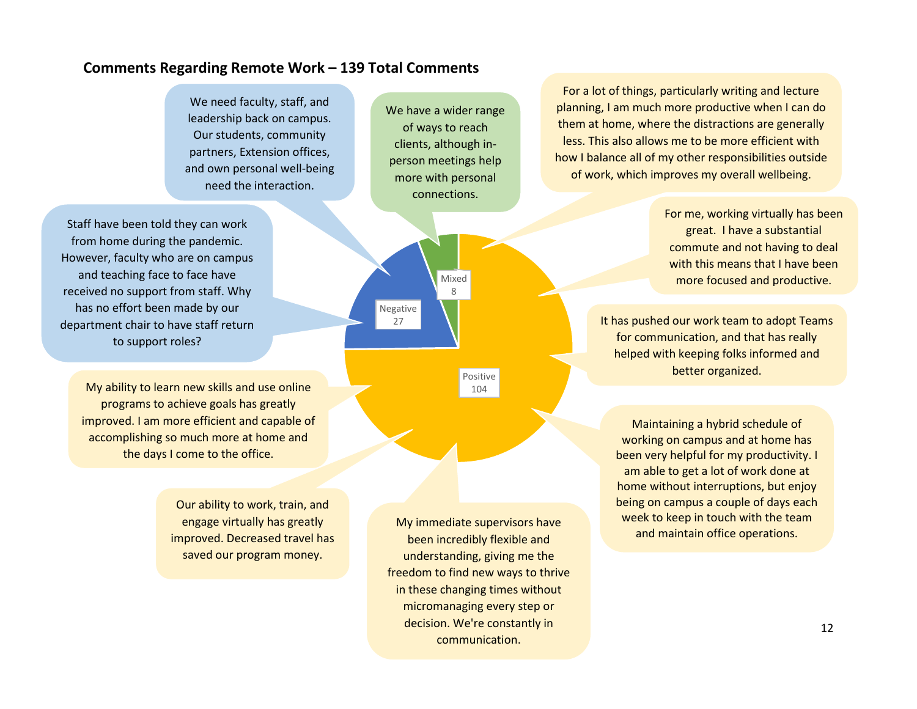## Comments Regarding Remote Work – 139 Total Comments

| Category | Count |
|---|---|
| Positive | 104 |
| Negative | 27 |
| Mixed | 8 |

We need faculty, staff, and leadership back on campus. Our students, community partners, Extension offices, and own personal well-being need the interaction.

We have a wider range of ways to reach clients, although in-person meetings help more with personal connections.

For a lot of things, particularly writing and lecture planning, I am much more productive when I can do them at home, where the distractions are generally less. This also allows me to be more efficient with how I balance all of my other responsibilities outside of work, which improves my overall wellbeing.

Staff have been told they can work from home during the pandemic. However, faculty who are on campus and teaching face to face have received no support from staff. Why has no effort been made by our department chair to have staff return to support roles?

For me, working virtually has been great. I have a substantial commute and not having to deal with this means that I have been more focused and productive.

It has pushed our work team to adopt Teams for communication, and that has really helped with keeping folks informed and better organized.

My ability to learn new skills and use online programs to achieve goals has greatly improved. I am more efficient and capable of accomplishing so much more at home and the days I come to the office.

Maintaining a hybrid schedule of working on campus and at home has been very helpful for my productivity. I am able to get a lot of work done at home without interruptions, but enjoy being on campus a couple of days each week to keep in touch with the team and maintain office operations.

Our ability to work, train, and engage virtually has greatly improved. Decreased travel has saved our program money.

My immediate supervisors have been incredibly flexible and understanding, giving me the freedom to find new ways to thrive in these changing times without micromanaging every step or decision. We're constantly in communication.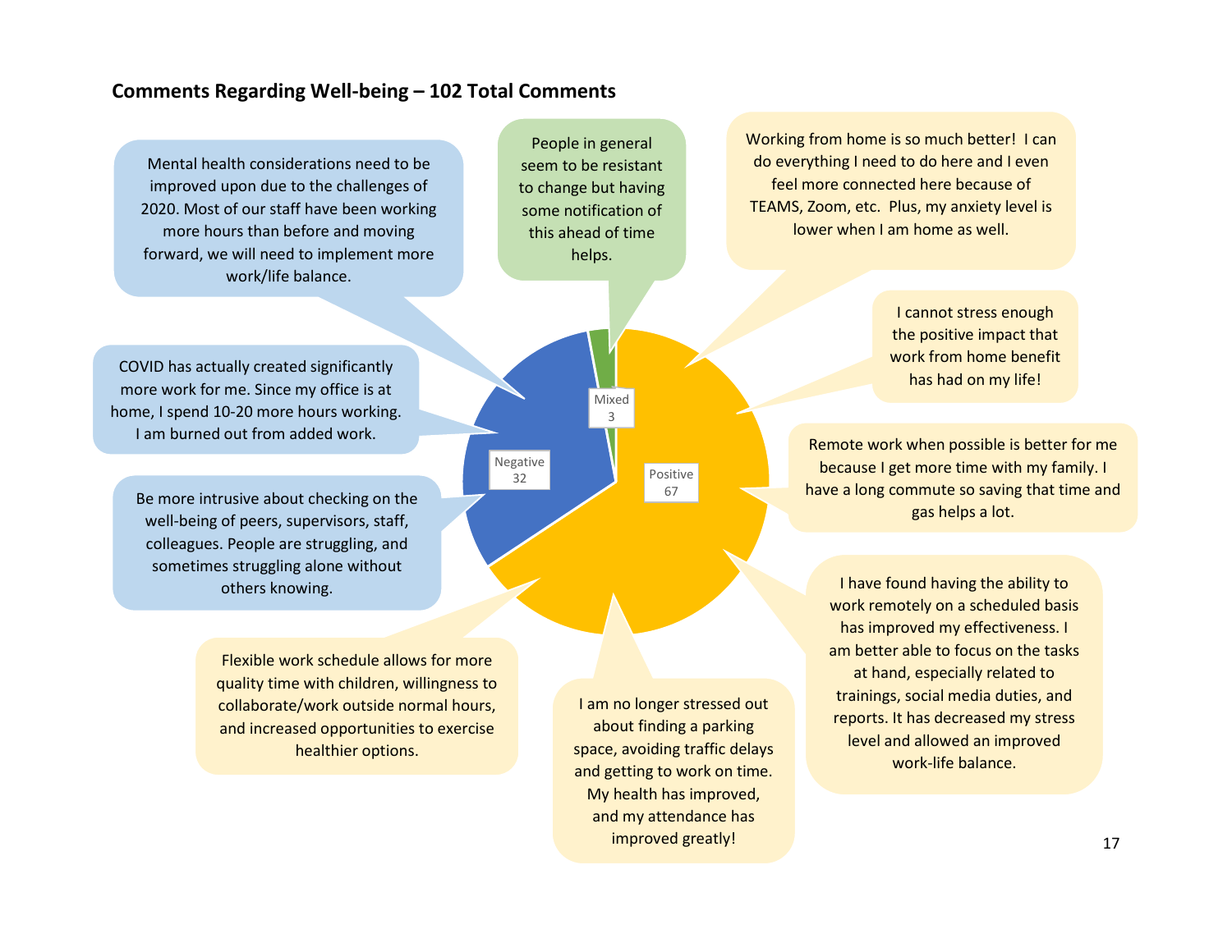**Comments Regarding Well-being – 102 Total Comments**

Mental health considerations need to be improved upon due to the challenges of 2020. Most of our staff have been working more hours than before and moving forward, we will need to implement more work/life balance.

People in general seem to be resistant to change but having some notification of this ahead of time helps.

Working from home is so much better! I can do everything I need to do here and I even feel more connected here because of TEAMS, Zoom, etc. Plus, my anxiety level is lower when I am home as well.

I cannot stress enough the positive impact that work from home benefit has had on my life!

COVID has actually created significantly more work for me. Since my office is at home, I spend 10-20 more hours working. I am burned out from added work.

Mixed
3

Negative
32

Positive
67

Remote work when possible is better for me because I get more time with my family. I have a long commute so saving that time and gas helps a lot.

Be more intrusive about checking on the well-being of peers, supervisors, staff, colleagues. People are struggling, and sometimes struggling alone without others knowing.

I have found having the ability to work remotely on a scheduled basis has improved my effectiveness. I am better able to focus on the tasks at hand, especially related to trainings, social media duties, and reports. It has decreased my stress level and allowed an improved work-life balance.

Flexible work schedule allows for more quality time with children, willingness to collaborate/work outside normal hours, and increased opportunities to exercise healthier options.

I am no longer stressed out about finding a parking space, avoiding traffic delays and getting to work on time. My health has improved, and my attendance has improved greatly!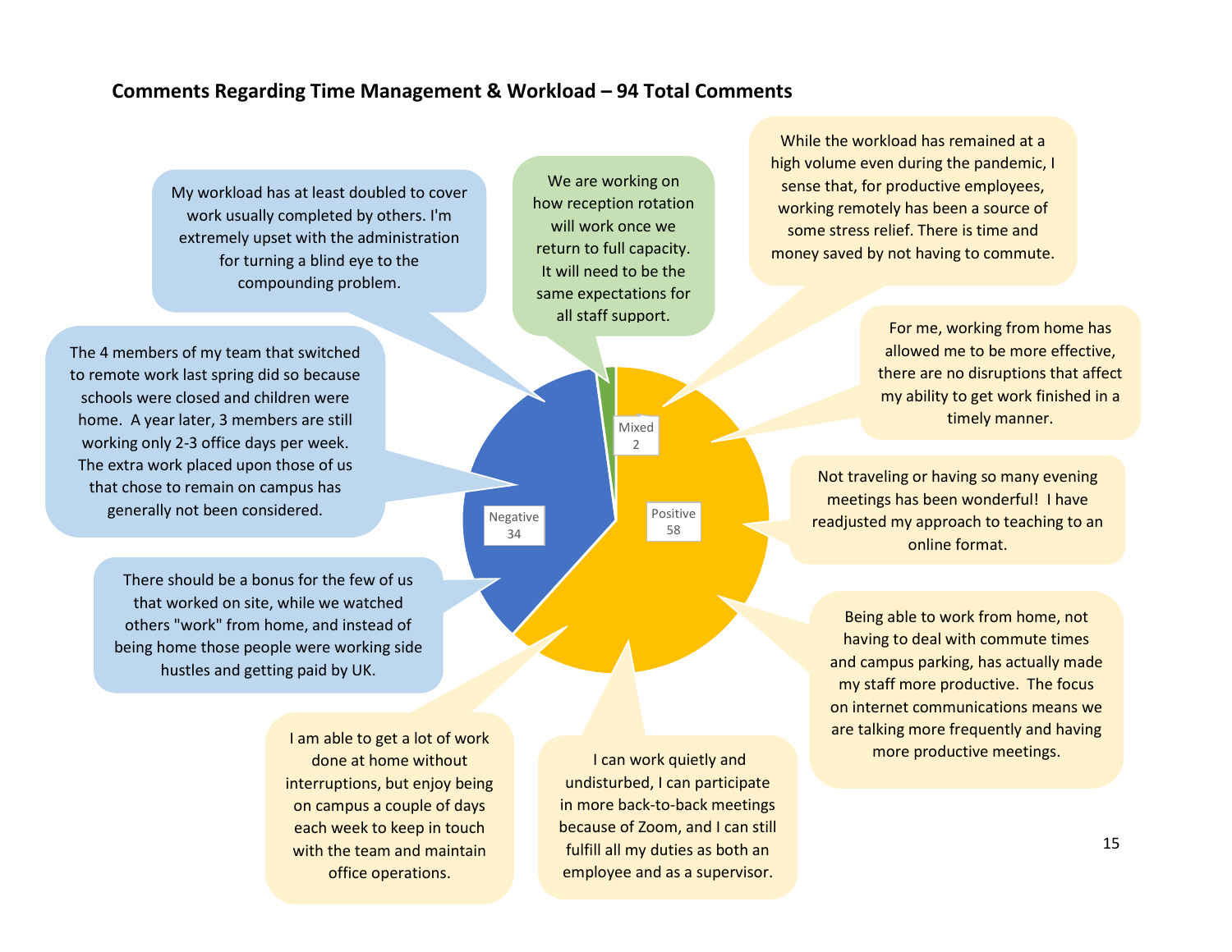### Comments Regarding Time Management & Workload – 94 Total Comments

| Category | Count |
|---|---|
| Positive | 58 |
| Negative | 34 |
| Mixed | 2 |

**Mixed:**

We are working on how reception rotation will work once we return to full capacity. It will need to be the same expectations for all staff support.

**Negative:**

My workload has at least doubled to cover work usually completed by others. I'm extremely upset with the administration for turning a blind eye to the compounding problem.

The 4 members of my team that switched to remote work last spring did so because schools were closed and children were home. A year later, 3 members are still working only 2-3 office days per week. The extra work placed upon those of us that chose to remain on campus has generally not been considered.

There should be a bonus for the few of us that worked on site, while we watched others "work" from home, and instead of being home those people were working side hustles and getting paid by UK.

**Positive:**

While the workload has remained at a high volume even during the pandemic, I sense that, for productive employees, working remotely has been a source of some stress relief. There is time and money saved by not having to commute.

For me, working from home has allowed me to be more effective, there are no disruptions that affect my ability to get work finished in a timely manner.

Not traveling or having so many evening meetings has been wonderful! I have readjusted my approach to teaching to an online format.

Being able to work from home, not having to deal with commute times and campus parking, has actually made my staff more productive. The focus on internet communications means we are talking more frequently and having more productive meetings.

I can work quietly and undisturbed, I can participate in more back-to-back meetings because of Zoom, and I can still fulfill all my duties as both an employee and as a supervisor.

I am able to get a lot of work done at home without interruptions, but enjoy being on campus a couple of days each week to keep in touch with the team and maintain office operations.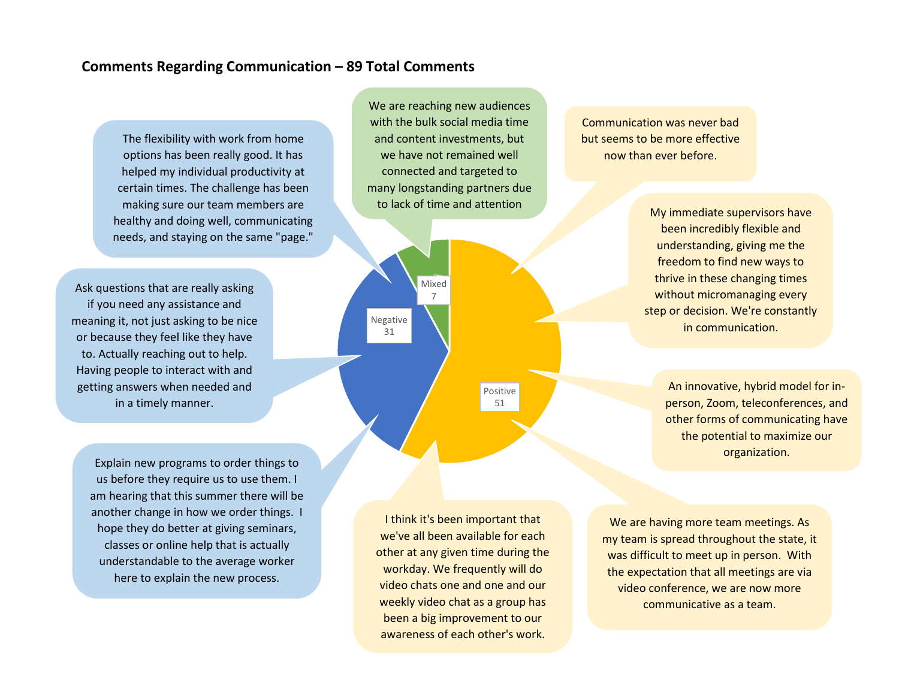**Comments Regarding Communication – 89 Total Comments**

Positive: 51

Negative: 31

Mixed: 7

**Mixed**

- We are reaching new audiences with the bulk social media time and content investments, but we have not remained well connected and targeted to many longstanding partners due to lack of time and attention

**Positive**

- Communication was never bad but seems to be more effective now than ever before.
- My immediate supervisors have been incredibly flexible and understanding, giving me the freedom to find new ways to thrive in these changing times without micromanaging every step or decision. We're constantly in communication.
- An innovative, hybrid model for in-person, Zoom, teleconferences, and other forms of communicating have the potential to maximize our organization.
- We are having more team meetings. As my team is spread throughout the state, it was difficult to meet up in person. With the expectation that all meetings are via video conference, we are now more communicative as a team.
- I think it's been important that we've all been available for each other at any given time during the workday. We frequently will do video chats one and one and our weekly video chat as a group has been a big improvement to our awareness of each other's work.

**Negative**

- The flexibility with work from home options has been really good. It has helped my individual productivity at certain times. The challenge has been making sure our team members are healthy and doing well, communicating needs, and staying on the same "page."
- Ask questions that are really asking if you need any assistance and meaning it, not just asking to be nice or because they feel like they have to. Actually reaching out to help. Having people to interact with and getting answers when needed and in a timely manner.
- Explain new programs to order things to us before they require us to use them. I am hearing that this summer there will be another change in how we order things. I hope they do better at giving seminars, classes or online help that is actually understandable to the average worker here to explain the new process.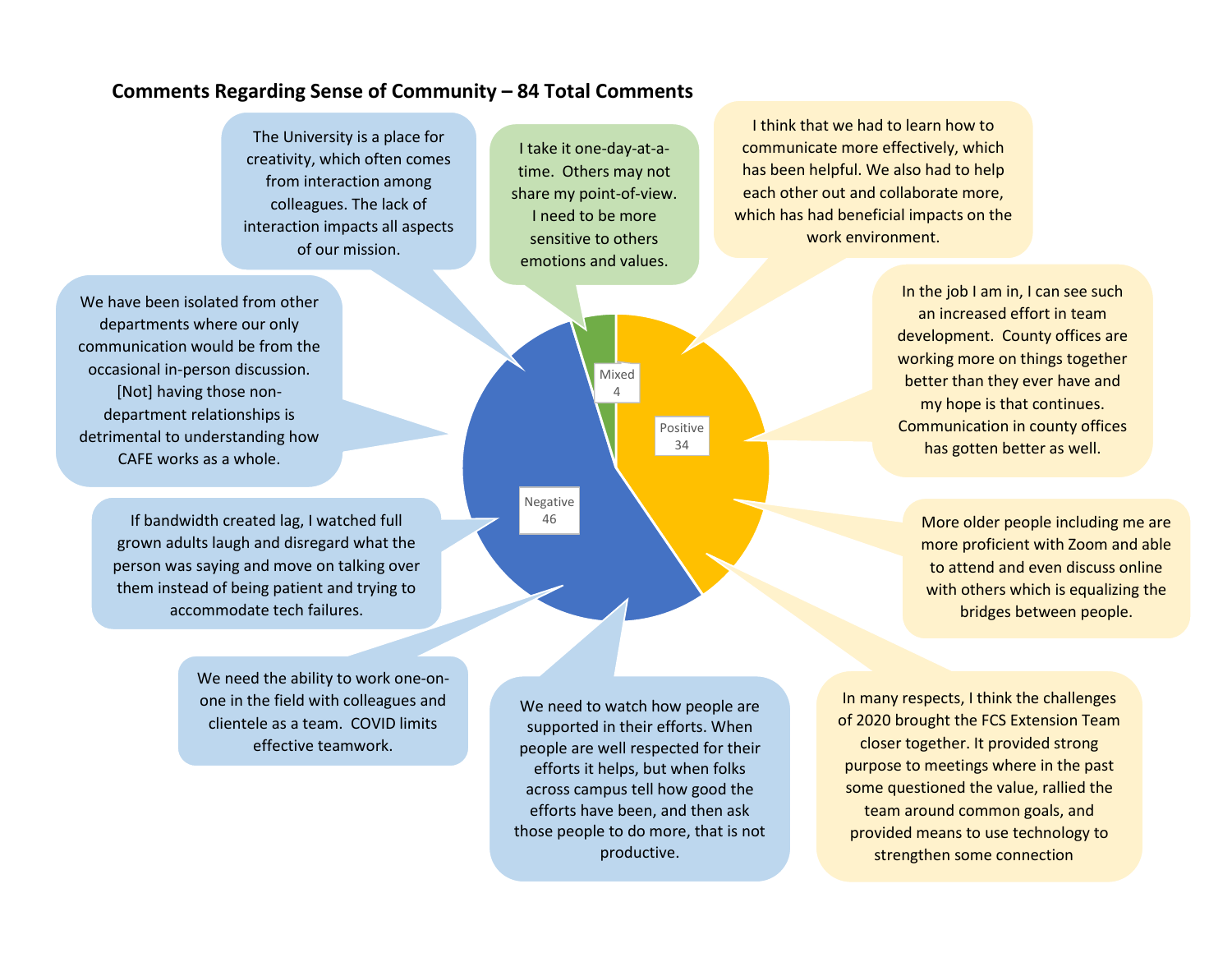**Comments Regarding Sense of Community – 84 Total Comments**

| Category | Count |
| --- | --- |
| Negative | 46 |
| Positive | 34 |
| Mixed | 4 |

**Negative comments:**

- The University is a place for creativity, which often comes from interaction among colleagues. The lack of interaction impacts all aspects of our mission.
- We have been isolated from other departments where our only communication would be from the occasional in-person discussion. [Not] having those non-department relationships is detrimental to understanding how CAFE works as a whole.
- If bandwidth created lag, I watched full grown adults laugh and disregard what the person was saying and move on talking over them instead of being patient and trying to accommodate tech failures.
- We need the ability to work one-on-one in the field with colleagues and clientele as a team. COVID limits effective teamwork.
- We need to watch how people are supported in their efforts. When people are well respected for their efforts it helps, but when folks across campus tell how good the efforts have been, and then ask those people to do more, that is not productive.

**Mixed comment:**

- I take it one-day-at-a-time. Others may not share my point-of-view. I need to be more sensitive to others emotions and values.

**Positive comments:**

- I think that we had to learn how to communicate more effectively, which has been helpful. We also had to help each other out and collaborate more, which has had beneficial impacts on the work environment.
- In the job I am in, I can see such an increased effort in team development. County offices are working more on things together better than they ever have and my hope is that continues. Communication in county offices has gotten better as well.
- More older people including me are more proficient with Zoom and able to attend and even discuss online with others which is equalizing the bridges between people.
- In many respects, I think the challenges of 2020 brought the FCS Extension Team closer together. It provided strong purpose to meetings where in the past some questioned the value, rallied the team around common goals, and provided means to use technology to strengthen some connection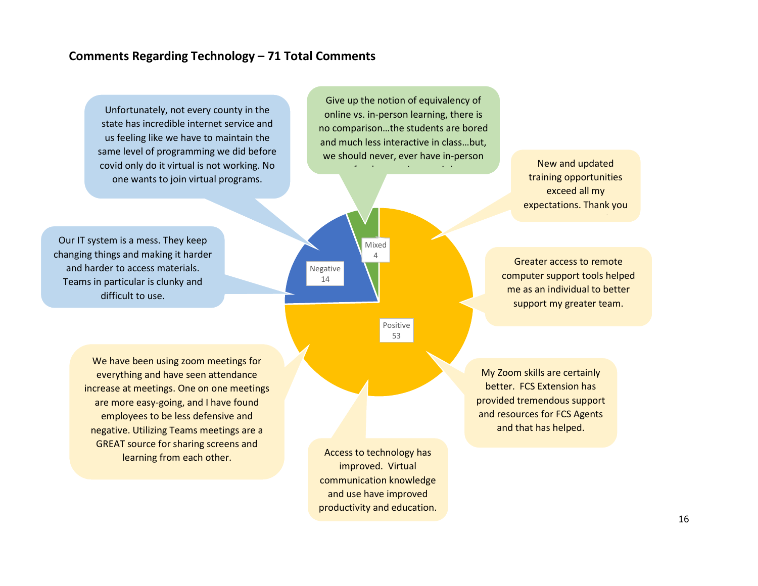**Comments Regarding Technology – 71 Total Comments**

| Category | Count |
|---|---|
| Positive | 53 |
| Negative | 14 |
| Mixed | 4 |

Unfortunately, not every county in the state has incredible internet service and us feeling like we have to maintain the same level of programming we did before covid only do it virtual is not working. No one wants to join virtual programs.

Give up the notion of equivalency of online vs. in-person learning, there is no comparison…the students are bored and much less interactive in class…but, we should never, ever have in-person

New and updated training opportunities exceed all my expectations. Thank you

Our IT system is a mess. They keep changing things and making it harder and harder to access materials. Teams in particular is clunky and difficult to use.

Greater access to remote computer support tools helped me as an individual to better support my greater team.

We have been using zoom meetings for everything and have seen attendance increase at meetings. One on one meetings are more easy-going, and I have found employees to be less defensive and negative. Utilizing Teams meetings are a GREAT source for sharing screens and learning from each other.

My Zoom skills are certainly better. FCS Extension has provided tremendous support and resources for FCS Agents and that has helped.

Access to technology has improved. Virtual communication knowledge and use have improved productivity and education.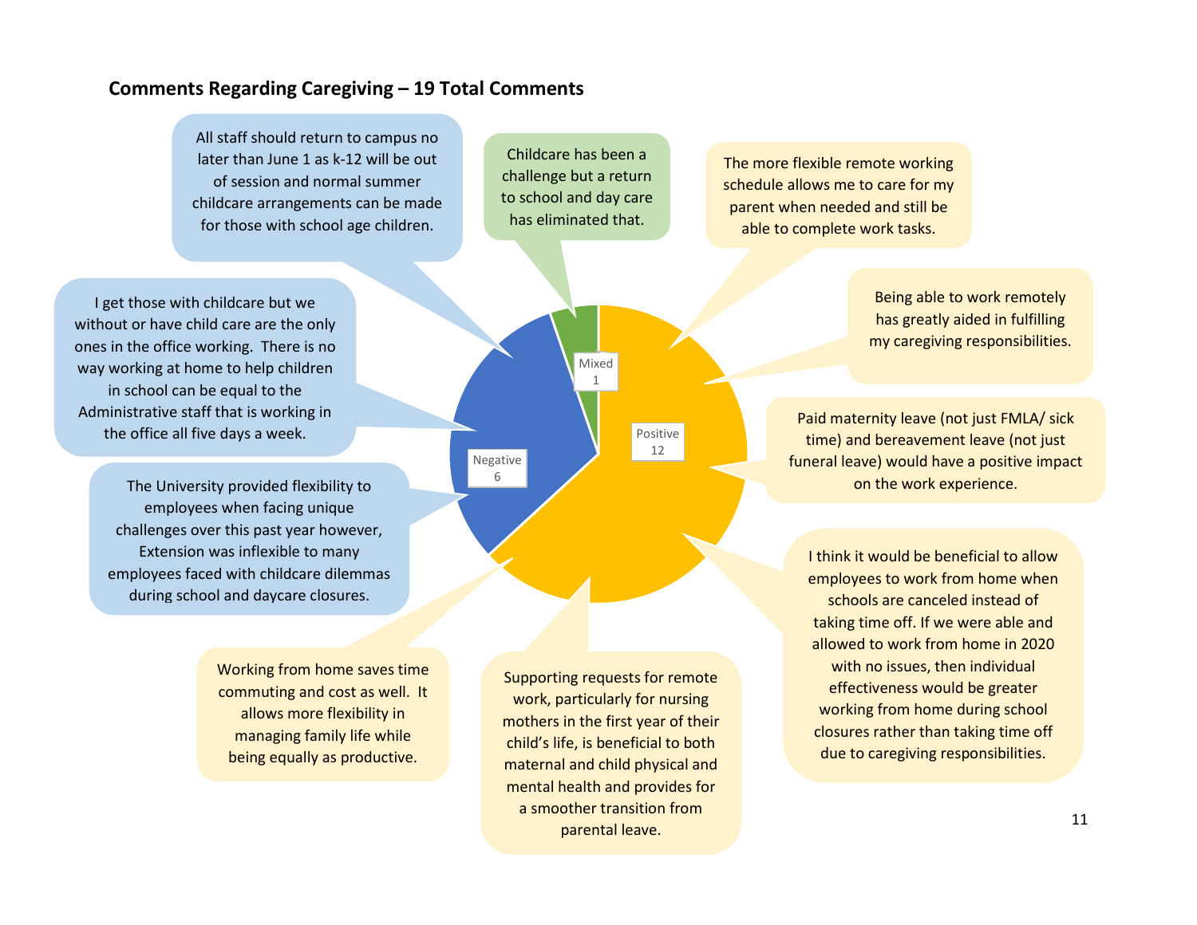**Comments Regarding Caregiving – 19 Total Comments**

| Category | Count |
|---|---|
| Positive | 12 |
| Negative | 6 |
| Mixed | 1 |

**Negative**

- All staff should return to campus no later than June 1 as k-12 will be out of session and normal summer childcare arrangements can be made for those with school age children.
- I get those with childcare but we without or have child care are the only ones in the office working. There is no way working at home to help children in school can be equal to the Administrative staff that is working in the office all five days a week.
- The University provided flexibility to employees when facing unique challenges over this past year however, Extension was inflexible to many employees faced with childcare dilemmas during school and daycare closures.

**Mixed**

- Childcare has been a challenge but a return to school and day care has eliminated that.

**Positive**

- The more flexible remote working schedule allows me to care for my parent when needed and still be able to complete work tasks.
- Being able to work remotely has greatly aided in fulfilling my caregiving responsibilities.
- Paid maternity leave (not just FMLA/ sick time) and bereavement leave (not just funeral leave) would have a positive impact on the work experience.
- I think it would be beneficial to allow employees to work from home when schools are canceled instead of taking time off. If we were able and allowed to work from home in 2020 with no issues, then individual effectiveness would be greater working from home during school closures rather than taking time off due to caregiving responsibilities.
- Supporting requests for remote work, particularly for nursing mothers in the first year of their child's life, is beneficial to both maternal and child physical and mental health and provides for a smoother transition from parental leave.
- Working from home saves time commuting and cost as well. It allows more flexibility in managing family life while being equally as productive.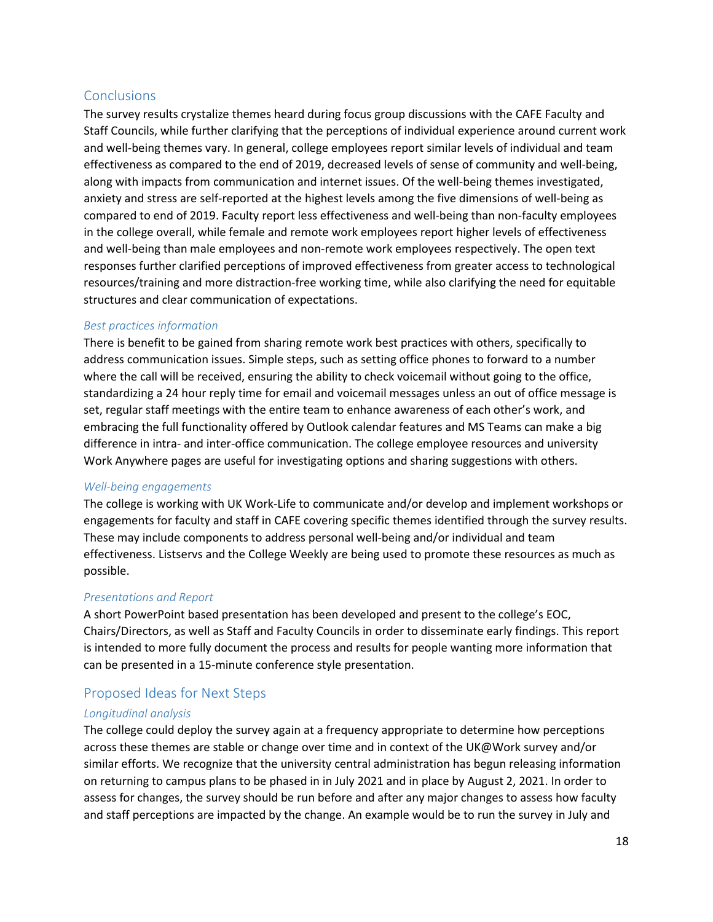## Conclusions

The survey results crystalize themes heard during focus group discussions with the CAFE Faculty and Staff Councils, while further clarifying that the perceptions of individual experience around current work and well-being themes vary. In general, college employees report similar levels of individual and team effectiveness as compared to the end of 2019, decreased levels of sense of community and well-being, along with impacts from communication and internet issues. Of the well-being themes investigated, anxiety and stress are self-reported at the highest levels among the five dimensions of well-being as compared to end of 2019. Faculty report less effectiveness and well-being than non-faculty employees in the college overall, while female and remote work employees report higher levels of effectiveness and well-being than male employees and non-remote work employees respectively. The open text responses further clarified perceptions of improved effectiveness from greater access to technological resources/training and more distraction-free working time, while also clarifying the need for equitable structures and clear communication of expectations.

### *Best practices information*

There is benefit to be gained from sharing remote work best practices with others, specifically to address communication issues. Simple steps, such as setting office phones to forward to a number where the call will be received, ensuring the ability to check voicemail without going to the office, standardizing a 24 hour reply time for email and voicemail messages unless an out of office message is set, regular staff meetings with the entire team to enhance awareness of each other's work, and embracing the full functionality offered by Outlook calendar features and MS Teams can make a big difference in intra- and inter-office communication. The college employee resources and university Work Anywhere pages are useful for investigating options and sharing suggestions with others.

### *Well-being engagements*

The college is working with UK Work-Life to communicate and/or develop and implement workshops or engagements for faculty and staff in CAFE covering specific themes identified through the survey results. These may include components to address personal well-being and/or individual and team effectiveness. Listservs and the College Weekly are being used to promote these resources as much as possible.

### *Presentations and Report*

A short PowerPoint based presentation has been developed and present to the college's EOC, Chairs/Directors, as well as Staff and Faculty Councils in order to disseminate early findings. This report is intended to more fully document the process and results for people wanting more information that can be presented in a 15-minute conference style presentation.

## Proposed Ideas for Next Steps

### *Longitudinal analysis*

The college could deploy the survey again at a frequency appropriate to determine how perceptions across these themes are stable or change over time and in context of the UK@Work survey and/or similar efforts. We recognize that the university central administration has begun releasing information on returning to campus plans to be phased in in July 2021 and in place by August 2, 2021. In order to assess for changes, the survey should be run before and after any major changes to assess how faculty and staff perceptions are impacted by the change. An example would be to run the survey in July and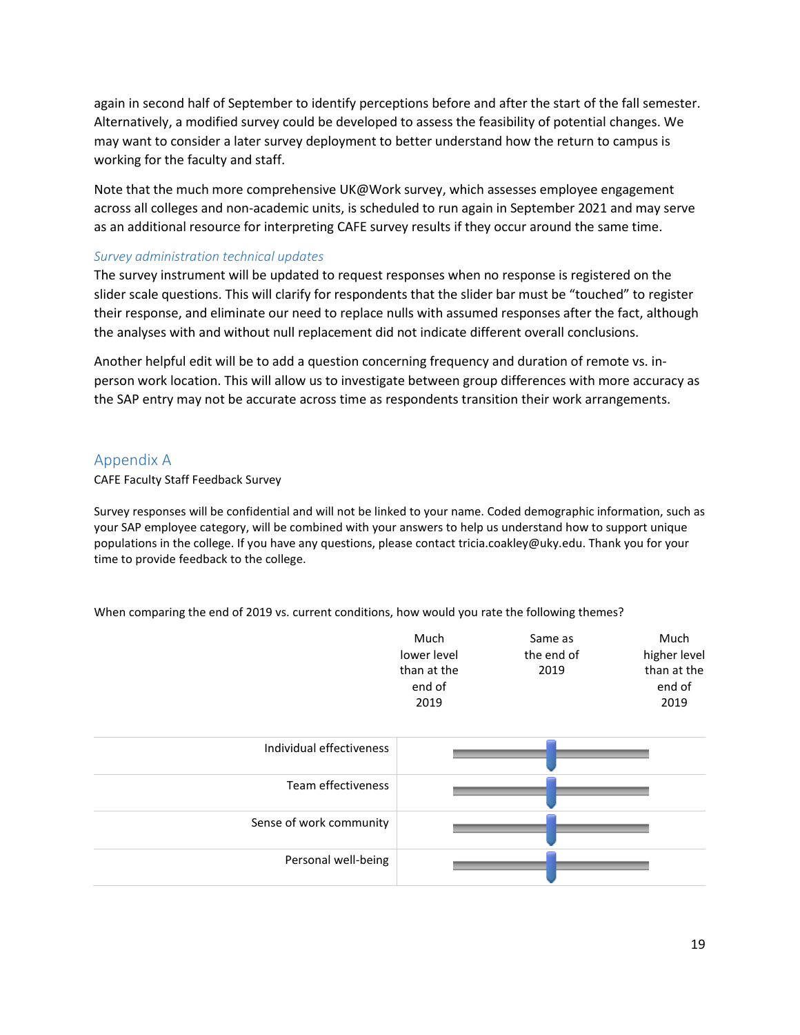again in second half of September to identify perceptions before and after the start of the fall semester. Alternatively, a modified survey could be developed to assess the feasibility of potential changes. We may want to consider a later survey deployment to better understand how the return to campus is working for the faculty and staff.

Note that the much more comprehensive UK@Work survey, which assesses employee engagement across all colleges and non-academic units, is scheduled to run again in September 2021 and may serve as an additional resource for interpreting CAFE survey results if they occur around the same time.

### *Survey administration technical updates*

The survey instrument will be updated to request responses when no response is registered on the slider scale questions. This will clarify for respondents that the slider bar must be "touched" to register their response, and eliminate our need to replace nulls with assumed responses after the fact, although the analyses with and without null replacement did not indicate different overall conclusions.

Another helpful edit will be to add a question concerning frequency and duration of remote vs. in-person work location. This will allow us to investigate between group differences with more accuracy as the SAP entry may not be accurate across time as respondents transition their work arrangements.

## Appendix A

CAFE Faculty Staff Feedback Survey

Survey responses will be confidential and will not be linked to your name. Coded demographic information, such as your SAP employee category, will be combined with your answers to help us understand how to support unique populations in the college. If you have any questions, please contact tricia.coakley@uky.edu. Thank you for your time to provide feedback to the college.

When comparing the end of 2019 vs. current conditions, how would you rate the following themes?

| | Much lower level than at the end of 2019 | Same as the end of 2019 | Much higher level than at the end of 2019 |
|---|---|---|---|
| Individual effectiveness | | | |
| Team effectiveness | | | |
| Sense of work community | | | |
| Personal well-being | | | |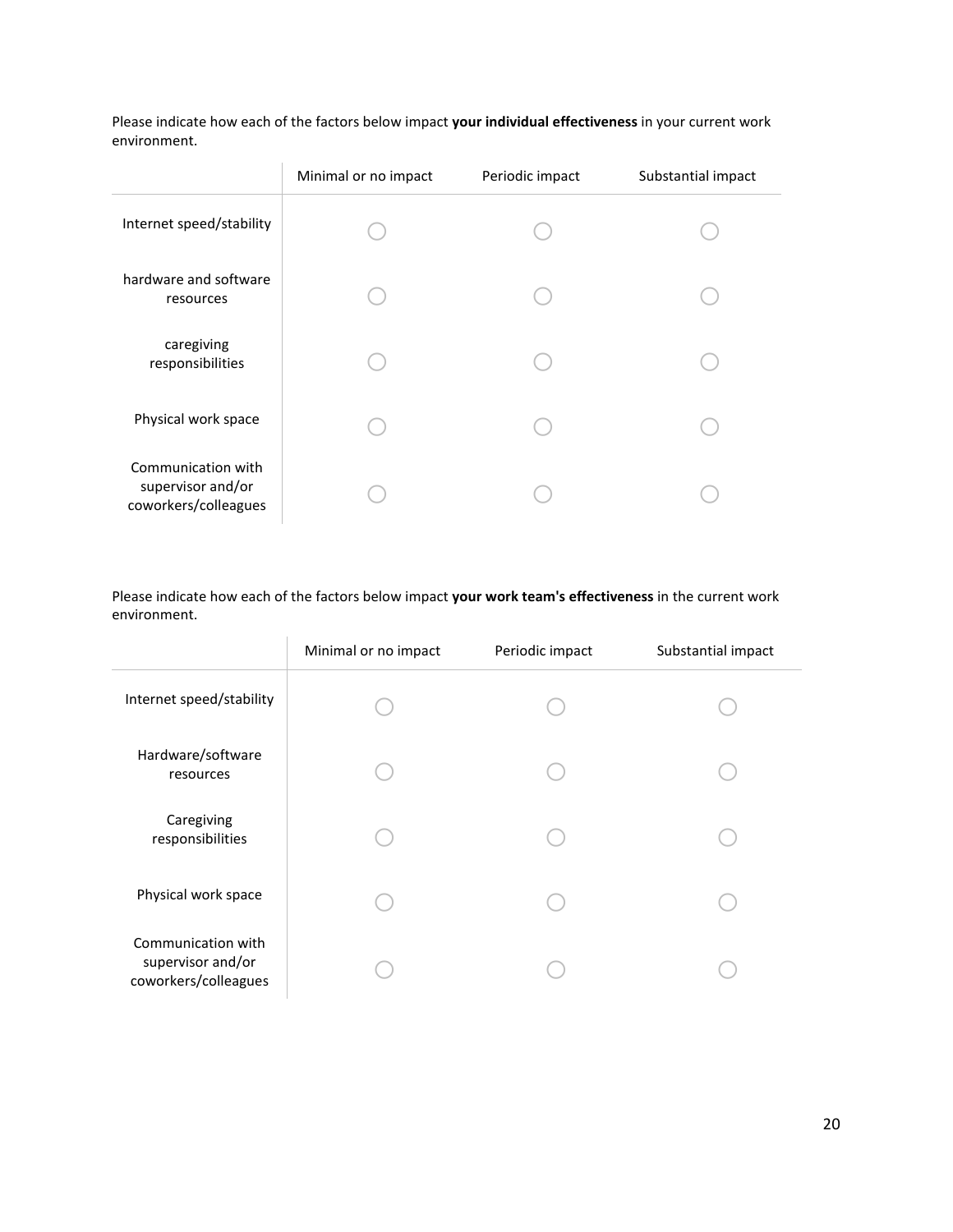Please indicate how each of the factors below impact **your individual effectiveness** in your current work environment.

| | Minimal or no impact | Periodic impact | Substantial impact |
|---|---|---|---|
| Internet speed/stability | ◯ | ◯ | ◯ |
| hardware and software resources | ◯ | ◯ | ◯ |
| caregiving responsibilities | ◯ | ◯ | ◯ |
| Physical work space | ◯ | ◯ | ◯ |
| Communication with supervisor and/or coworkers/colleagues | ◯ | ◯ | ◯ |

Please indicate how each of the factors below impact **your work team's effectiveness** in the current work environment.

| | Minimal or no impact | Periodic impact | Substantial impact |
|---|---|---|---|
| Internet speed/stability | ◯ | ◯ | ◯ |
| Hardware/software resources | ◯ | ◯ | ◯ |
| Caregiving responsibilities | ◯ | ◯ | ◯ |
| Physical work space | ◯ | ◯ | ◯ |
| Communication with supervisor and/or coworkers/colleagues | ◯ | ◯ | ◯ |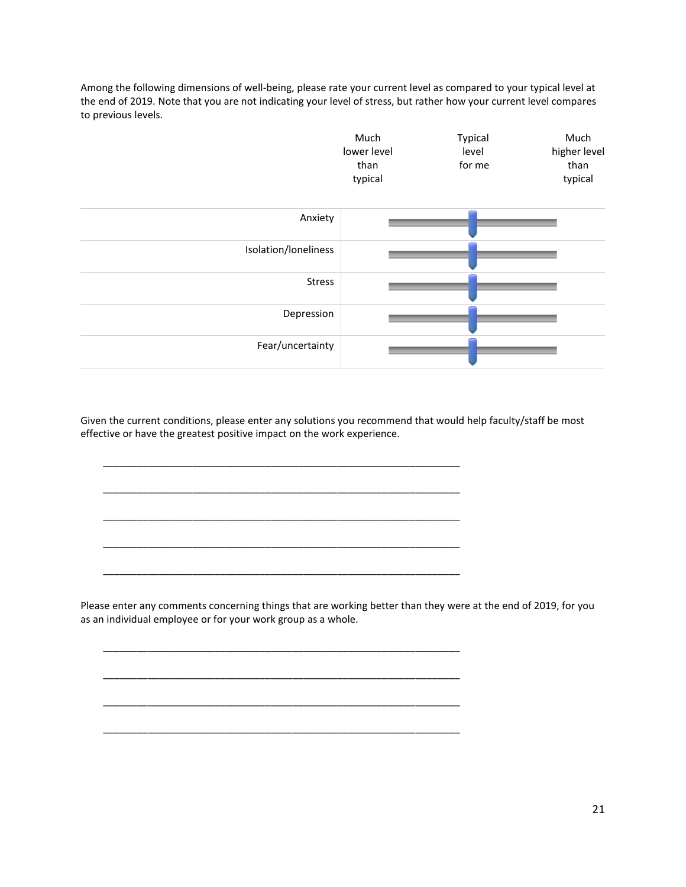Among the following dimensions of well-being, please rate your current level as compared to your typical level at the end of 2019. Note that you are not indicating your level of stress, but rather how your current level compares to previous levels.

| | Much lower level than typical | Typical level for me | Much higher level than typical |
|---|---|---|---|
| Anxiety | | | |
| Isolation/loneliness | | | |
| Stress | | | |
| Depression | | | |
| Fear/uncertainty | | | |

Given the current conditions, please enter any solutions you recommend that would help faculty/staff be most effective or have the greatest positive impact on the work experience.

_________________________________________________________________

_________________________________________________________________

_________________________________________________________________

_________________________________________________________________

_________________________________________________________________

Please enter any comments concerning things that are working better than they were at the end of 2019, for you as an individual employee or for your work group as a whole.

_________________________________________________________________

_________________________________________________________________

_________________________________________________________________

_________________________________________________________________